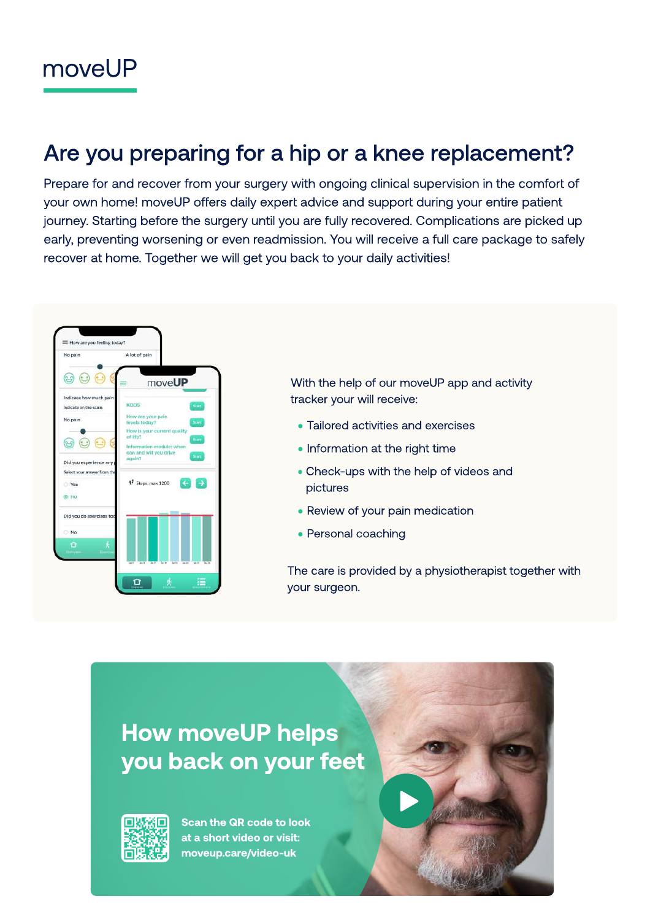moveUP

# Are you preparing for a hip or a knee replacement?

Prepare for and recover from your surgery with ongoing clinical supervision in the comfort of your own home! moveUP offers daily expert advice and support during your entire patient journey. Starting before the surgery until you are fully recovered. Complications are picked up early, preventing worsening or even readmission. You will receive a full care package to safely recover at home. Together we will get you back to your daily activities!

With the help of our moveUP app and activity tracker your will receive:

- Tailored activities and exercises
- Information at the right time
- Check-ups with the help of videos and pictures
- Review of your pain medication
- Personal coaching

The care is provided by a physiotherapist together with your surgeon.

## How moveUP helps you back on your feet

**Scan the QR code to look at a short video or visit: moveup.care/video-uk**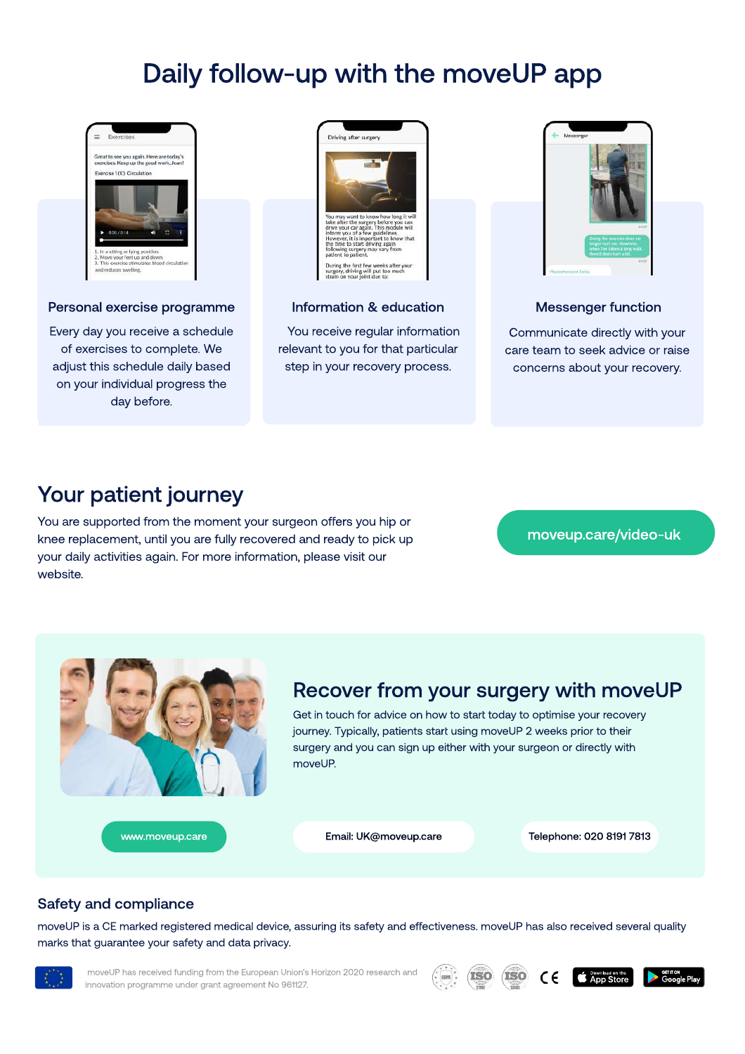# Daily follow-up with the moveUP app

### Personal exercise programme

Every day you receive a schedule of exercises to complete. We adjust this schedule daily based on your individual progress the day before.

### Information & education

You receive regular information relevant to you for that particular step in your recovery process.

### Messenger function

Communicate directly with your care team to seek advice or raise concerns about your recovery.

## Your patient journey

You are supported from the moment your surgeon offers you hip or knee replacement, until you are fully recovered and ready to pick up your daily activities again. For more information, please visit our website.

moveup.care/video-uk

## Recover from your surgery with moveUP

Get in touch for advice on how to start today to optimise your recovery journey. Typically, patients start using moveUP 2 weeks prior to their surgery and you can sign up either with your surgeon or directly with moveUP.

www.moveup.care

Email: UK@moveup.care

Telephone: 020 8191 7813

### Safety and compliance

moveUP is a CE marked registered medical device, assuring its safety and effectiveness. moveUP has also received several quality marks that guarantee your safety and data privacy.

moveUP has received funding from the European Union's Horizon 2020 research and innovation programme under grant agreement No 961127.